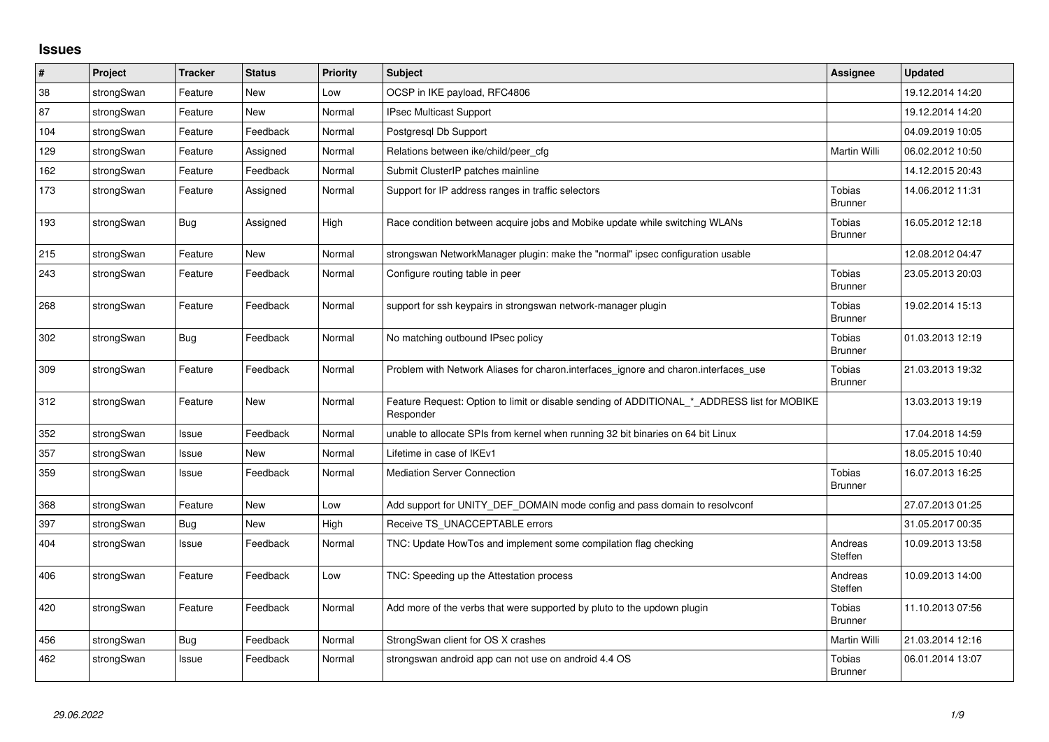# Issues

| # | Project | Tracker | Status | Priority | Subject | Assignee | Updated |
|---|---|---|---|---|---|---|---|
| 38 | strongSwan | Feature | New | Low | OCSP in IKE payload, RFC4806 | | 19.12.2014 14:20 |
| 87 | strongSwan | Feature | New | Normal | IPsec Multicast Support | | 19.12.2014 14:20 |
| 104 | strongSwan | Feature | Feedback | Normal | Postgresql Db Support | | 04.09.2019 10:05 |
| 129 | strongSwan | Feature | Assigned | Normal | Relations between ike/child/peer_cfg | Martin Willi | 06.02.2012 10:50 |
| 162 | strongSwan | Feature | Feedback | Normal | Submit ClusterIP patches mainline | | 14.12.2015 20:43 |
| 173 | strongSwan | Feature | Assigned | Normal | Support for IP address ranges in traffic selectors | Tobias Brunner | 14.06.2012 11:31 |
| 193 | strongSwan | Bug | Assigned | High | Race condition between acquire jobs and Mobike update while switching WLANs | Tobias Brunner | 16.05.2012 12:18 |
| 215 | strongSwan | Feature | New | Normal | strongswan NetworkManager plugin: make the "normal" ipsec configuration usable | | 12.08.2012 04:47 |
| 243 | strongSwan | Feature | Feedback | Normal | Configure routing table in peer | Tobias Brunner | 23.05.2013 20:03 |
| 268 | strongSwan | Feature | Feedback | Normal | support for ssh keypairs in strongswan network-manager plugin | Tobias Brunner | 19.02.2014 15:13 |
| 302 | strongSwan | Bug | Feedback | Normal | No matching outbound IPsec policy | Tobias Brunner | 01.03.2013 12:19 |
| 309 | strongSwan | Feature | Feedback | Normal | Problem with Network Aliases for charon.interfaces_ignore and charon.interfaces_use | Tobias Brunner | 21.03.2013 19:32 |
| 312 | strongSwan | Feature | New | Normal | Feature Request: Option to limit or disable sending of ADDITIONAL_*_ADDRESS list for MOBIKE Responder | | 13.03.2013 19:19 |
| 352 | strongSwan | Issue | Feedback | Normal | unable to allocate SPIs from kernel when running 32 bit binaries on 64 bit Linux | | 17.04.2018 14:59 |
| 357 | strongSwan | Issue | New | Normal | Lifetime in case of IKEv1 | | 18.05.2015 10:40 |
| 359 | strongSwan | Issue | Feedback | Normal | Mediation Server Connection | Tobias Brunner | 16.07.2013 16:25 |
| 368 | strongSwan | Feature | New | Low | Add support for UNITY_DEF_DOMAIN mode config and pass domain to resolvconf | | 27.07.2013 01:25 |
| 397 | strongSwan | Bug | New | High | Receive TS_UNACCEPTABLE errors | | 31.05.2017 00:35 |
| 404 | strongSwan | Issue | Feedback | Normal | TNC: Update HowTos and implement some compilation flag checking | Andreas Steffen | 10.09.2013 13:58 |
| 406 | strongSwan | Feature | Feedback | Low | TNC: Speeding up the Attestation process | Andreas Steffen | 10.09.2013 14:00 |
| 420 | strongSwan | Feature | Feedback | Normal | Add more of the verbs that were supported by pluto to the updown plugin | Tobias Brunner | 11.10.2013 07:56 |
| 456 | strongSwan | Bug | Feedback | Normal | StrongSwan client for OS X crashes | Martin Willi | 21.03.2014 12:16 |
| 462 | strongSwan | Issue | Feedback | Normal | strongswan android app can not use on android 4.4 OS | Tobias Brunner | 06.01.2014 13:07 |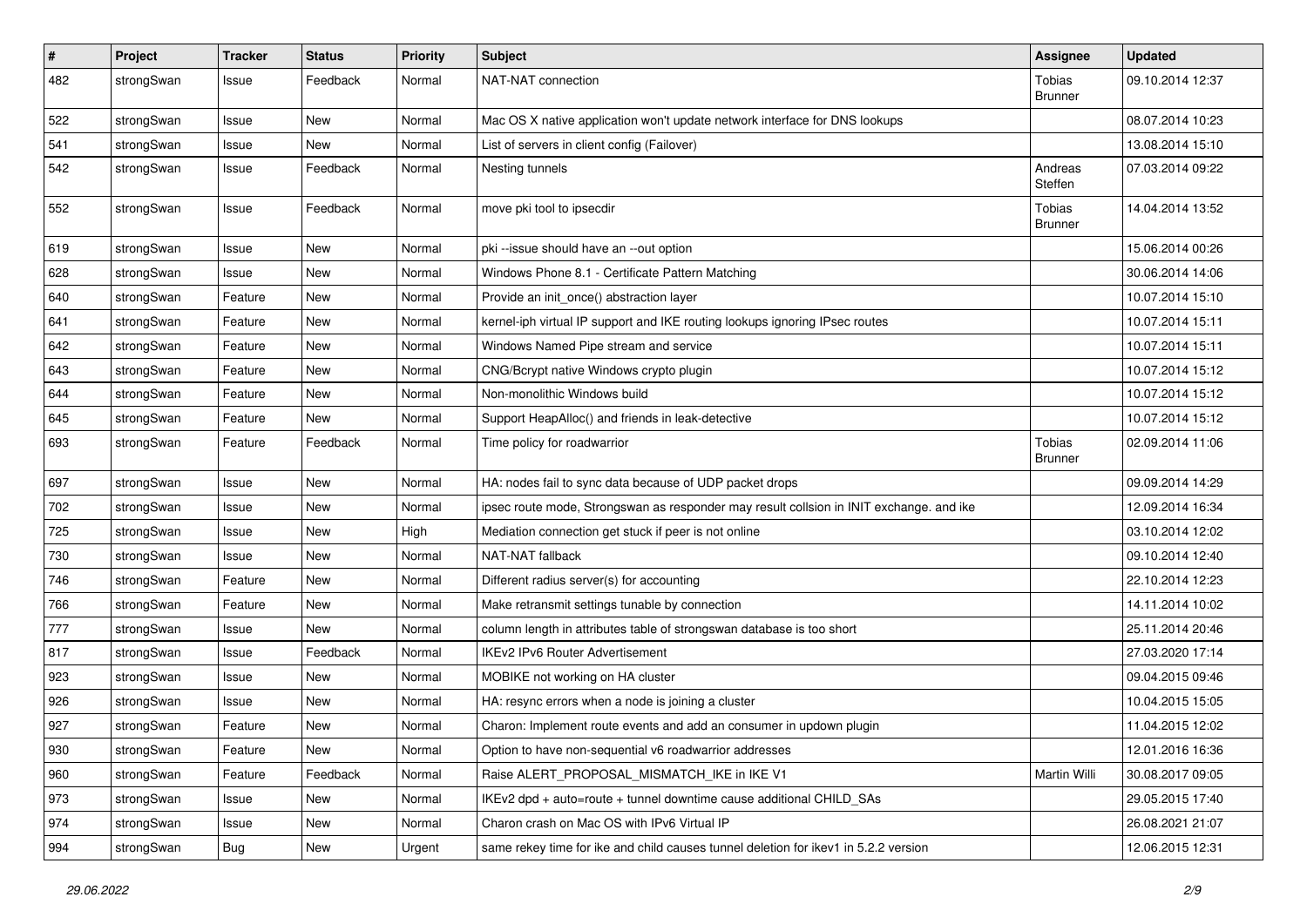| # | Project | Tracker | Status | Priority | Subject | Assignee | Updated |
|---|---|---|---|---|---|---|---|
| 482 | strongSwan | Issue | Feedback | Normal | NAT-NAT connection | Tobias Brunner | 09.10.2014 12:37 |
| 522 | strongSwan | Issue | New | Normal | Mac OS X native application won't update network interface for DNS lookups | | 08.07.2014 10:23 |
| 541 | strongSwan | Issue | New | Normal | List of servers in client config (Failover) | | 13.08.2014 15:10 |
| 542 | strongSwan | Issue | Feedback | Normal | Nesting tunnels | Andreas Steffen | 07.03.2014 09:22 |
| 552 | strongSwan | Issue | Feedback | Normal | move pki tool to ipsecdir | Tobias Brunner | 14.04.2014 13:52 |
| 619 | strongSwan | Issue | New | Normal | pki --issue should have an --out option | | 15.06.2014 00:26 |
| 628 | strongSwan | Issue | New | Normal | Windows Phone 8.1 - Certificate Pattern Matching | | 30.06.2014 14:06 |
| 640 | strongSwan | Feature | New | Normal | Provide an init_once() abstraction layer | | 10.07.2014 15:10 |
| 641 | strongSwan | Feature | New | Normal | kernel-iph virtual IP support and IKE routing lookups ignoring IPsec routes | | 10.07.2014 15:11 |
| 642 | strongSwan | Feature | New | Normal | Windows Named Pipe stream and service | | 10.07.2014 15:11 |
| 643 | strongSwan | Feature | New | Normal | CNG/Bcrypt native Windows crypto plugin | | 10.07.2014 15:12 |
| 644 | strongSwan | Feature | New | Normal | Non-monolithic Windows build | | 10.07.2014 15:12 |
| 645 | strongSwan | Feature | New | Normal | Support HeapAlloc() and friends in leak-detective | | 10.07.2014 15:12 |
| 693 | strongSwan | Feature | Feedback | Normal | Time policy for roadwarrior | Tobias Brunner | 02.09.2014 11:06 |
| 697 | strongSwan | Issue | New | Normal | HA: nodes fail to sync data because of UDP packet drops | | 09.09.2014 14:29 |
| 702 | strongSwan | Issue | New | Normal | ipsec route mode, Strongswan as responder may result collsion in INIT exchange. and ike | | 12.09.2014 16:34 |
| 725 | strongSwan | Issue | New | High | Mediation connection get stuck if peer is not online | | 03.10.2014 12:02 |
| 730 | strongSwan | Issue | New | Normal | NAT-NAT fallback | | 09.10.2014 12:40 |
| 746 | strongSwan | Feature | New | Normal | Different radius server(s) for accounting | | 22.10.2014 12:23 |
| 766 | strongSwan | Feature | New | Normal | Make retransmit settings tunable by connection | | 14.11.2014 10:02 |
| 777 | strongSwan | Issue | New | Normal | column length in attributes table of strongswan database is too short | | 25.11.2014 20:46 |
| 817 | strongSwan | Issue | Feedback | Normal | IKEv2 IPv6 Router Advertisement | | 27.03.2020 17:14 |
| 923 | strongSwan | Issue | New | Normal | MOBIKE not working on HA cluster | | 09.04.2015 09:46 |
| 926 | strongSwan | Issue | New | Normal | HA: resync errors when a node is joining a cluster | | 10.04.2015 15:05 |
| 927 | strongSwan | Feature | New | Normal | Charon: Implement route events and add an consumer in updown plugin | | 11.04.2015 12:02 |
| 930 | strongSwan | Feature | New | Normal | Option to have non-sequential v6 roadwarrior addresses | | 12.01.2016 16:36 |
| 960 | strongSwan | Feature | Feedback | Normal | Raise ALERT_PROPOSAL_MISMATCH_IKE in IKE V1 | Martin Willi | 30.08.2017 09:05 |
| 973 | strongSwan | Issue | New | Normal | IKEv2 dpd + auto=route + tunnel downtime cause additional CHILD_SAs | | 29.05.2015 17:40 |
| 974 | strongSwan | Issue | New | Normal | Charon crash on Mac OS with IPv6 Virtual IP | | 26.08.2021 21:07 |
| 994 | strongSwan | Bug | New | Urgent | same rekey time for ike and child causes tunnel deletion for ikev1 in 5.2.2 version | | 12.06.2015 12:31 |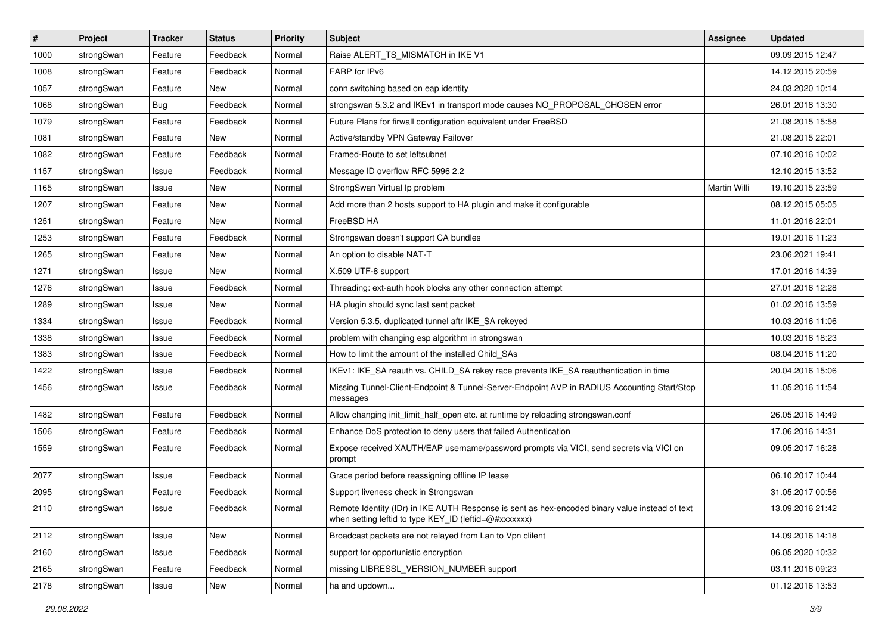| # | Project | Tracker | Status | Priority | Subject | Assignee | Updated |
|---|---|---|---|---|---|---|---|
| 1000 | strongSwan | Feature | Feedback | Normal | Raise ALERT_TS_MISMATCH in IKE V1 | | 09.09.2015 12:47 |
| 1008 | strongSwan | Feature | Feedback | Normal | FARP for IPv6 | | 14.12.2015 20:59 |
| 1057 | strongSwan | Feature | New | Normal | conn switching based on eap identity | | 24.03.2020 10:14 |
| 1068 | strongSwan | Bug | Feedback | Normal | strongswan 5.3.2 and IKEv1 in transport mode causes NO_PROPOSAL_CHOSEN error | | 26.01.2018 13:30 |
| 1079 | strongSwan | Feature | Feedback | Normal | Future Plans for firwall configuration equivalent under FreeBSD | | 21.08.2015 15:58 |
| 1081 | strongSwan | Feature | New | Normal | Active/standby VPN Gateway Failover | | 21.08.2015 22:01 |
| 1082 | strongSwan | Feature | Feedback | Normal | Framed-Route to set leftsubnet | | 07.10.2016 10:02 |
| 1157 | strongSwan | Issue | Feedback | Normal | Message ID overflow RFC 5996 2.2 | | 12.10.2015 13:52 |
| 1165 | strongSwan | Issue | New | Normal | StrongSwan Virtual Ip problem | Martin Willi | 19.10.2015 23:59 |
| 1207 | strongSwan | Feature | New | Normal | Add more than 2 hosts support to HA plugin and make it configurable | | 08.12.2015 05:05 |
| 1251 | strongSwan | Feature | New | Normal | FreeBSD HA | | 11.01.2016 22:01 |
| 1253 | strongSwan | Feature | Feedback | Normal | Strongswan doesn't support CA bundles | | 19.01.2016 11:23 |
| 1265 | strongSwan | Feature | New | Normal | An option to disable NAT-T | | 23.06.2021 19:41 |
| 1271 | strongSwan | Issue | New | Normal | X.509 UTF-8 support | | 17.01.2016 14:39 |
| 1276 | strongSwan | Issue | Feedback | Normal | Threading: ext-auth hook blocks any other connection attempt | | 27.01.2016 12:28 |
| 1289 | strongSwan | Issue | New | Normal | HA plugin should sync last sent packet | | 01.02.2016 13:59 |
| 1334 | strongSwan | Issue | Feedback | Normal | Version 5.3.5, duplicated tunnel aftr IKE_SA rekeyed | | 10.03.2016 11:06 |
| 1338 | strongSwan | Issue | Feedback | Normal | problem with changing esp algorithm in strongswan | | 10.03.2016 18:23 |
| 1383 | strongSwan | Issue | Feedback | Normal | How to limit the amount of the installed Child_SAs | | 08.04.2016 11:20 |
| 1422 | strongSwan | Issue | Feedback | Normal | IKEv1: IKE_SA reauth vs. CHILD_SA rekey race prevents IKE_SA reauthentication in time | | 20.04.2016 15:06 |
| 1456 | strongSwan | Issue | Feedback | Normal | Missing Tunnel-Client-Endpoint & Tunnel-Server-Endpoint AVP in RADIUS Accounting Start/Stop messages | | 11.05.2016 11:54 |
| 1482 | strongSwan | Feature | Feedback | Normal | Allow changing init_limit_half_open etc. at runtime by reloading strongswan.conf | | 26.05.2016 14:49 |
| 1506 | strongSwan | Feature | Feedback | Normal | Enhance DoS protection to deny users that failed Authentication | | 17.06.2016 14:31 |
| 1559 | strongSwan | Feature | Feedback | Normal | Expose received XAUTH/EAP username/password prompts via VICI, send secrets via VICI on prompt | | 09.05.2017 16:28 |
| 2077 | strongSwan | Issue | Feedback | Normal | Grace period before reassigning offline IP lease | | 06.10.2017 10:44 |
| 2095 | strongSwan | Feature | Feedback | Normal | Support liveness check in Strongswan | | 31.05.2017 00:56 |
| 2110 | strongSwan | Issue | Feedback | Normal | Remote Identity (IDr) in IKE AUTH Response is sent as hex-encoded binary value instead of text when setting leftid to type KEY_ID (leftid=@#xxxxxxx) | | 13.09.2016 21:42 |
| 2112 | strongSwan | Issue | New | Normal | Broadcast packets are not relayed from Lan to Vpn clilent | | 14.09.2016 14:18 |
| 2160 | strongSwan | Issue | Feedback | Normal | support for opportunistic encryption | | 06.05.2020 10:32 |
| 2165 | strongSwan | Feature | Feedback | Normal | missing LIBRESSL_VERSION_NUMBER support | | 03.11.2016 09:23 |
| 2178 | strongSwan | Issue | New | Normal | ha and updown... | | 01.12.2016 13:53 |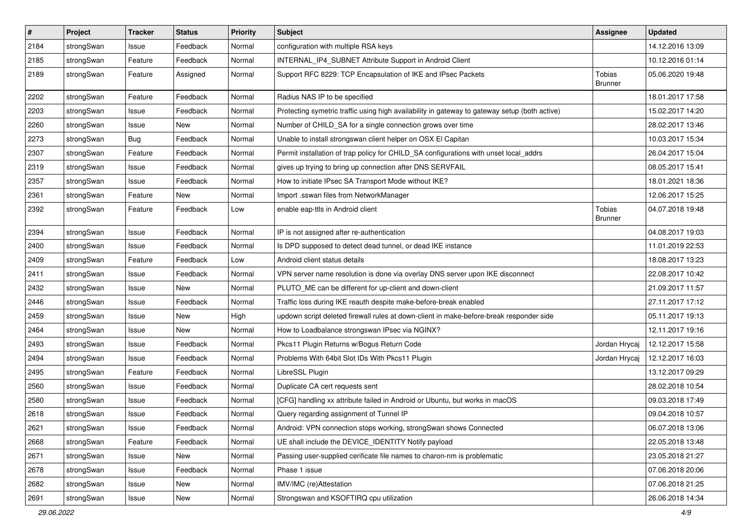| # | Project | Tracker | Status | Priority | Subject | Assignee | Updated |
|---|---|---|---|---|---|---|---|
| 2184 | strongSwan | Issue | Feedback | Normal | configuration with multiple RSA keys | | 14.12.2016 13:09 |
| 2185 | strongSwan | Feature | Feedback | Normal | INTERNAL_IP4_SUBNET Attribute Support in Android Client | | 10.12.2016 01:14 |
| 2189 | strongSwan | Feature | Assigned | Normal | Support RFC 8229: TCP Encapsulation of IKE and IPsec Packets | Tobias Brunner | 05.06.2020 19:48 |
| 2202 | strongSwan | Feature | Feedback | Normal | Radius NAS IP to be specified | | 18.01.2017 17:58 |
| 2203 | strongSwan | Issue | Feedback | Normal | Protecting symetric traffic using high availability in gateway to gateway setup (both active) | | 15.02.2017 14:20 |
| 2260 | strongSwan | Issue | New | Normal | Number of CHILD_SA for a single connection grows over time | | 28.02.2017 13:46 |
| 2273 | strongSwan | Bug | Feedback | Normal | Unable to install strongswan client helper on OSX El Capitan | | 10.03.2017 15:34 |
| 2307 | strongSwan | Feature | Feedback | Normal | Permit installation of trap policy for CHILD_SA configurations with unset local_addrs | | 26.04.2017 15:04 |
| 2319 | strongSwan | Issue | Feedback | Normal | gives up trying to bring up connection after DNS SERVFAIL | | 08.05.2017 15:41 |
| 2357 | strongSwan | Issue | Feedback | Normal | How to initiate IPsec SA Transport Mode without IKE? | | 18.01.2021 18:36 |
| 2361 | strongSwan | Feature | New | Normal | Import .sswan files from NetworkManager | | 12.06.2017 15:25 |
| 2392 | strongSwan | Feature | Feedback | Low | enable eap-ttls in Android client | Tobias Brunner | 04.07.2018 19:48 |
| 2394 | strongSwan | Issue | Feedback | Normal | IP is not assigned after re-authentication | | 04.08.2017 19:03 |
| 2400 | strongSwan | Issue | Feedback | Normal | Is DPD supposed to detect dead tunnel, or dead IKE instance | | 11.01.2019 22:53 |
| 2409 | strongSwan | Feature | Feedback | Low | Android client status details | | 18.08.2017 13:23 |
| 2411 | strongSwan | Issue | Feedback | Normal | VPN server name resolution is done via overlay DNS server upon IKE disconnect | | 22.08.2017 10:42 |
| 2432 | strongSwan | Issue | New | Normal | PLUTO_ME can be different for up-client and down-client | | 21.09.2017 11:57 |
| 2446 | strongSwan | Issue | Feedback | Normal | Traffic loss during IKE reauth despite make-before-break enabled | | 27.11.2017 17:12 |
| 2459 | strongSwan | Issue | New | High | updown script deleted firewall rules at down-client in make-before-break responder side | | 05.11.2017 19:13 |
| 2464 | strongSwan | Issue | New | Normal | How to Loadbalance strongswan IPsec via NGINX? | | 12.11.2017 19:16 |
| 2493 | strongSwan | Issue | Feedback | Normal | Pkcs11 Plugin Returns w/Bogus Return Code | Jordan Hrycaj | 12.12.2017 15:58 |
| 2494 | strongSwan | Issue | Feedback | Normal | Problems With 64bit Slot IDs With Pkcs11 Plugin | Jordan Hrycaj | 12.12.2017 16:03 |
| 2495 | strongSwan | Feature | Feedback | Normal | LibreSSL Plugin | | 13.12.2017 09:29 |
| 2560 | strongSwan | Issue | Feedback | Normal | Duplicate CA cert requests sent | | 28.02.2018 10:54 |
| 2580 | strongSwan | Issue | Feedback | Normal | [CFG] handling xx attribute failed in Android or Ubuntu, but works in macOS | | 09.03.2018 17:49 |
| 2618 | strongSwan | Issue | Feedback | Normal | Query regarding assignment of Tunnel IP | | 09.04.2018 10:57 |
| 2621 | strongSwan | Issue | Feedback | Normal | Android: VPN connection stops working, strongSwan shows Connected | | 06.07.2018 13:06 |
| 2668 | strongSwan | Feature | Feedback | Normal | UE shall include the DEVICE_IDENTITY Notify payload | | 22.05.2018 13:48 |
| 2671 | strongSwan | Issue | New | Normal | Passing user-supplied cerificate file names to charon-nm is problematic | | 23.05.2018 21:27 |
| 2678 | strongSwan | Issue | Feedback | Normal | Phase 1 issue | | 07.06.2018 20:06 |
| 2682 | strongSwan | Issue | New | Normal | IMV/IMC (re)Attestation | | 07.06.2018 21:25 |
| 2691 | strongSwan | Issue | New | Normal | Strongswan and KSOFTIRQ cpu utilization | | 26.06.2018 14:34 |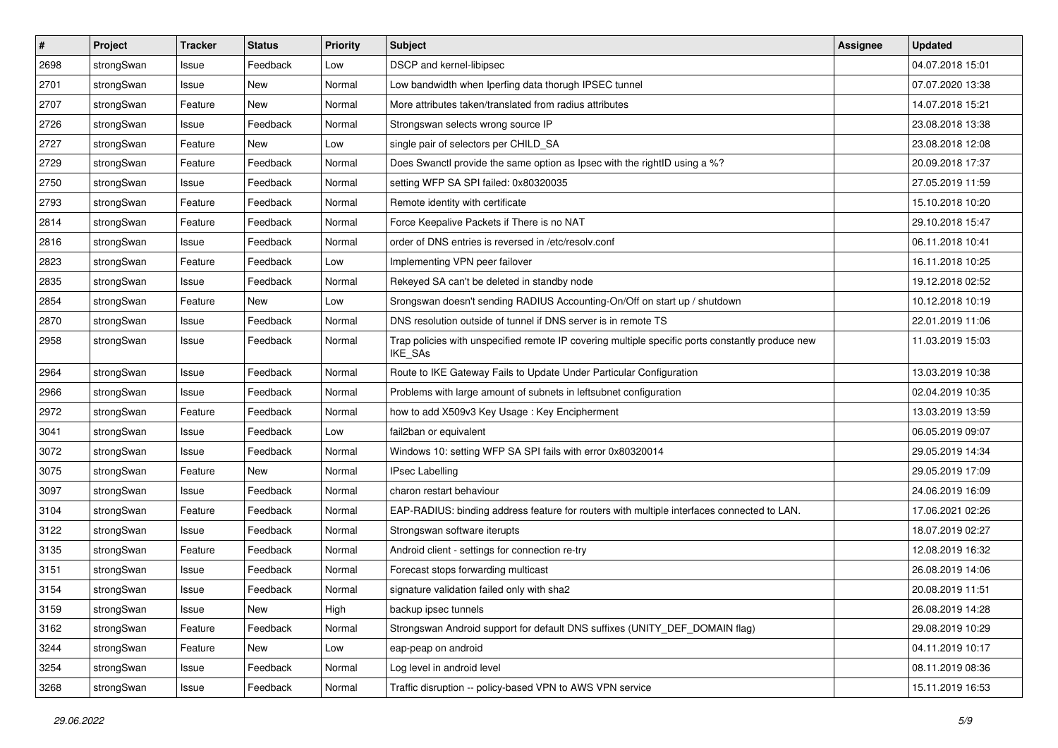| # | Project | Tracker | Status | Priority | Subject | Assignee | Updated |
|---|---|---|---|---|---|---|---|
| 2698 | strongSwan | Issue | Feedback | Low | DSCP and kernel-libipsec | | 04.07.2018 15:01 |
| 2701 | strongSwan | Issue | New | Normal | Low bandwidth when Iperfing data thorugh IPSEC tunnel | | 07.07.2020 13:38 |
| 2707 | strongSwan | Feature | New | Normal | More attributes taken/translated from radius attributes | | 14.07.2018 15:21 |
| 2726 | strongSwan | Issue | Feedback | Normal | Strongswan selects wrong source IP | | 23.08.2018 13:38 |
| 2727 | strongSwan | Feature | New | Low | single pair of selectors per CHILD_SA | | 23.08.2018 12:08 |
| 2729 | strongSwan | Feature | Feedback | Normal | Does Swanctl provide the same option as Ipsec with the rightID using a %? | | 20.09.2018 17:37 |
| 2750 | strongSwan | Issue | Feedback | Normal | setting WFP SA SPI failed: 0x80320035 | | 27.05.2019 11:59 |
| 2793 | strongSwan | Feature | Feedback | Normal | Remote identity with certificate | | 15.10.2018 10:20 |
| 2814 | strongSwan | Feature | Feedback | Normal | Force Keepalive Packets if There is no NAT | | 29.10.2018 15:47 |
| 2816 | strongSwan | Issue | Feedback | Normal | order of DNS entries is reversed in /etc/resolv.conf | | 06.11.2018 10:41 |
| 2823 | strongSwan | Feature | Feedback | Low | Implementing VPN peer failover | | 16.11.2018 10:25 |
| 2835 | strongSwan | Issue | Feedback | Normal | Rekeyed SA can't be deleted in standby node | | 19.12.2018 02:52 |
| 2854 | strongSwan | Feature | New | Low | Srongswan doesn't sending RADIUS Accounting-On/Off on start up / shutdown | | 10.12.2018 10:19 |
| 2870 | strongSwan | Issue | Feedback | Normal | DNS resolution outside of tunnel if DNS server is in remote TS | | 22.01.2019 11:06 |
| 2958 | strongSwan | Issue | Feedback | Normal | Trap policies with unspecified remote IP covering multiple specific ports constantly produce new IKE_SAs | | 11.03.2019 15:03 |
| 2964 | strongSwan | Issue | Feedback | Normal | Route to IKE Gateway Fails to Update Under Particular Configuration | | 13.03.2019 10:38 |
| 2966 | strongSwan | Issue | Feedback | Normal | Problems with large amount of subnets in leftsubnet configuration | | 02.04.2019 10:35 |
| 2972 | strongSwan | Feature | Feedback | Normal | how to add X509v3 Key Usage : Key Encipherment | | 13.03.2019 13:59 |
| 3041 | strongSwan | Issue | Feedback | Low | fail2ban or equivalent | | 06.05.2019 09:07 |
| 3072 | strongSwan | Issue | Feedback | Normal | Windows 10: setting WFP SA SPI fails with error 0x80320014 | | 29.05.2019 14:34 |
| 3075 | strongSwan | Feature | New | Normal | IPsec Labelling | | 29.05.2019 17:09 |
| 3097 | strongSwan | Issue | Feedback | Normal | charon restart behaviour | | 24.06.2019 16:09 |
| 3104 | strongSwan | Feature | Feedback | Normal | EAP-RADIUS: binding address feature for routers with multiple interfaces connected to LAN. | | 17.06.2021 02:26 |
| 3122 | strongSwan | Issue | Feedback | Normal | Strongswan software iterupts | | 18.07.2019 02:27 |
| 3135 | strongSwan | Feature | Feedback | Normal | Android client - settings for connection re-try | | 12.08.2019 16:32 |
| 3151 | strongSwan | Issue | Feedback | Normal | Forecast stops forwarding multicast | | 26.08.2019 14:06 |
| 3154 | strongSwan | Issue | Feedback | Normal | signature validation failed only with sha2 | | 20.08.2019 11:51 |
| 3159 | strongSwan | Issue | New | High | backup ipsec tunnels | | 26.08.2019 14:28 |
| 3162 | strongSwan | Feature | Feedback | Normal | Strongswan Android support for default DNS suffixes (UNITY_DEF_DOMAIN flag) | | 29.08.2019 10:29 |
| 3244 | strongSwan | Feature | New | Low | eap-peap on android | | 04.11.2019 10:17 |
| 3254 | strongSwan | Issue | Feedback | Normal | Log level in android level | | 08.11.2019 08:36 |
| 3268 | strongSwan | Issue | Feedback | Normal | Traffic disruption -- policy-based VPN to AWS VPN service | | 15.11.2019 16:53 |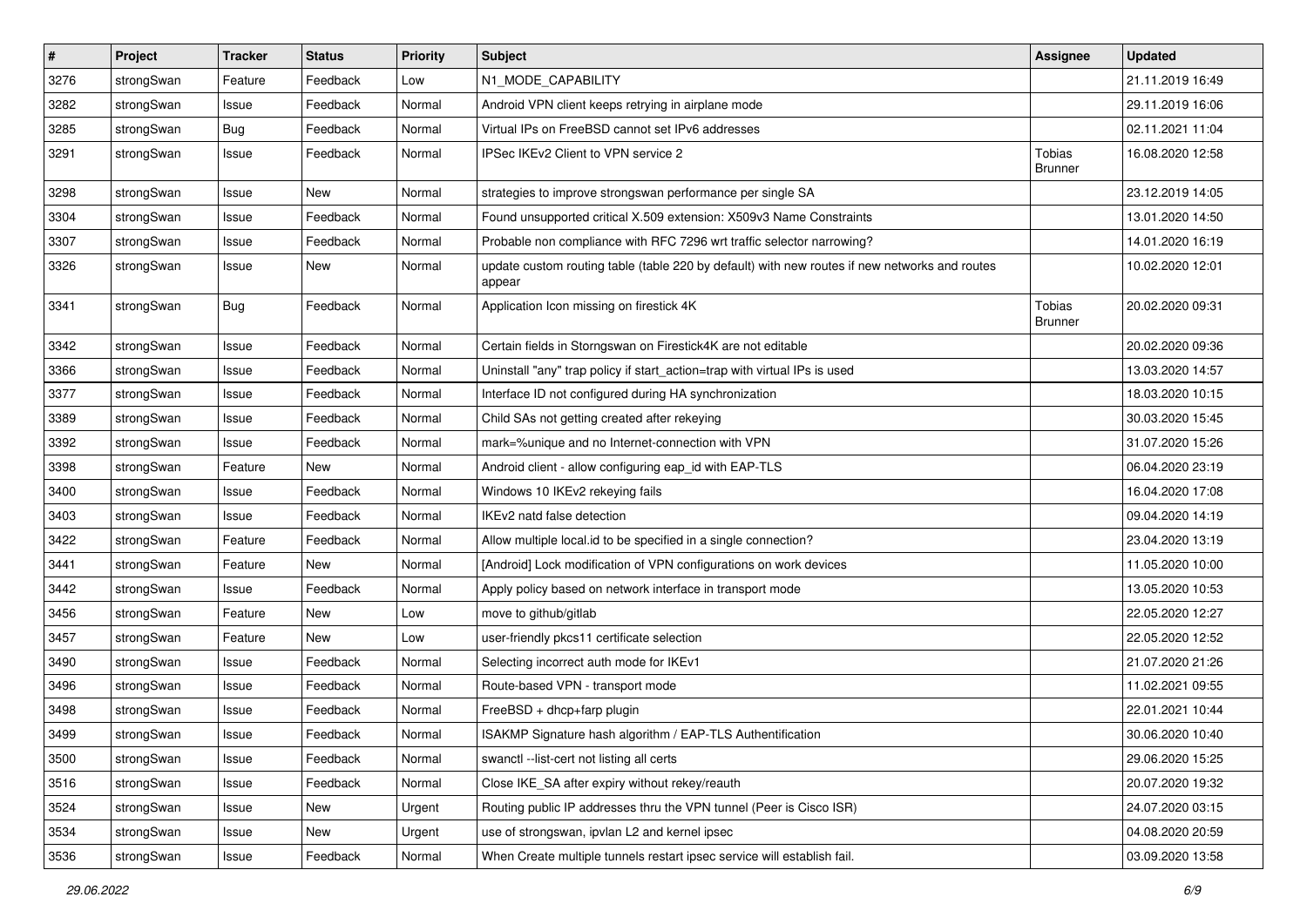| # | Project | Tracker | Status | Priority | Subject | Assignee | Updated |
|---|---|---|---|---|---|---|---|
| 3276 | strongSwan | Feature | Feedback | Low | N1_MODE_CAPABILITY | | 21.11.2019 16:49 |
| 3282 | strongSwan | Issue | Feedback | Normal | Android VPN client keeps retrying in airplane mode | | 29.11.2019 16:06 |
| 3285 | strongSwan | Bug | Feedback | Normal | Virtual IPs on FreeBSD cannot set IPv6 addresses | | 02.11.2021 11:04 |
| 3291 | strongSwan | Issue | Feedback | Normal | IPSec IKEv2 Client to VPN service 2 | Tobias Brunner | 16.08.2020 12:58 |
| 3298 | strongSwan | Issue | New | Normal | strategies to improve strongswan performance per single SA | | 23.12.2019 14:05 |
| 3304 | strongSwan | Issue | Feedback | Normal | Found unsupported critical X.509 extension: X509v3 Name Constraints | | 13.01.2020 14:50 |
| 3307 | strongSwan | Issue | Feedback | Normal | Probable non compliance with RFC 7296 wrt traffic selector narrowing? | | 14.01.2020 16:19 |
| 3326 | strongSwan | Issue | New | Normal | update custom routing table (table 220 by default) with new routes if new networks and routes appear | | 10.02.2020 12:01 |
| 3341 | strongSwan | Bug | Feedback | Normal | Application Icon missing on firestick 4K | Tobias Brunner | 20.02.2020 09:31 |
| 3342 | strongSwan | Issue | Feedback | Normal | Certain fields in Storngswan on Firestick4K are not editable | | 20.02.2020 09:36 |
| 3366 | strongSwan | Issue | Feedback | Normal | Uninstall "any" trap policy if start_action=trap with virtual IPs is used | | 13.03.2020 14:57 |
| 3377 | strongSwan | Issue | Feedback | Normal | Interface ID not configured during HA synchronization | | 18.03.2020 10:15 |
| 3389 | strongSwan | Issue | Feedback | Normal | Child SAs not getting created after rekeying | | 30.03.2020 15:45 |
| 3392 | strongSwan | Issue | Feedback | Normal | mark=%unique and no Internet-connection with VPN | | 31.07.2020 15:26 |
| 3398 | strongSwan | Feature | New | Normal | Android client - allow configuring eap_id with EAP-TLS | | 06.04.2020 23:19 |
| 3400 | strongSwan | Issue | Feedback | Normal | Windows 10 IKEv2 rekeying fails | | 16.04.2020 17:08 |
| 3403 | strongSwan | Issue | Feedback | Normal | IKEv2 natd false detection | | 09.04.2020 14:19 |
| 3422 | strongSwan | Feature | Feedback | Normal | Allow multiple local.id to be specified in a single connection? | | 23.04.2020 13:19 |
| 3441 | strongSwan | Feature | New | Normal | [Android] Lock modification of VPN configurations on work devices | | 11.05.2020 10:00 |
| 3442 | strongSwan | Issue | Feedback | Normal | Apply policy based on network interface in transport mode | | 13.05.2020 10:53 |
| 3456 | strongSwan | Feature | New | Low | move to github/gitlab | | 22.05.2020 12:27 |
| 3457 | strongSwan | Feature | New | Low | user-friendly pkcs11 certificate selection | | 22.05.2020 12:52 |
| 3490 | strongSwan | Issue | Feedback | Normal | Selecting incorrect auth mode for IKEv1 | | 21.07.2020 21:26 |
| 3496 | strongSwan | Issue | Feedback | Normal | Route-based VPN - transport mode | | 11.02.2021 09:55 |
| 3498 | strongSwan | Issue | Feedback | Normal | FreeBSD + dhcp+farp plugin | | 22.01.2021 10:44 |
| 3499 | strongSwan | Issue | Feedback | Normal | ISAKMP Signature hash algorithm / EAP-TLS Authentification | | 30.06.2020 10:40 |
| 3500 | strongSwan | Issue | Feedback | Normal | swanctl --list-cert not listing all certs | | 29.06.2020 15:25 |
| 3516 | strongSwan | Issue | Feedback | Normal | Close IKE_SA after expiry without rekey/reauth | | 20.07.2020 19:32 |
| 3524 | strongSwan | Issue | New | Urgent | Routing public IP addresses thru the VPN tunnel (Peer is Cisco ISR) | | 24.07.2020 03:15 |
| 3534 | strongSwan | Issue | New | Urgent | use of strongswan, ipvlan L2 and kernel ipsec | | 04.08.2020 20:59 |
| 3536 | strongSwan | Issue | Feedback | Normal | When Create multiple tunnels restart ipsec service will establish fail. | | 03.09.2020 13:58 |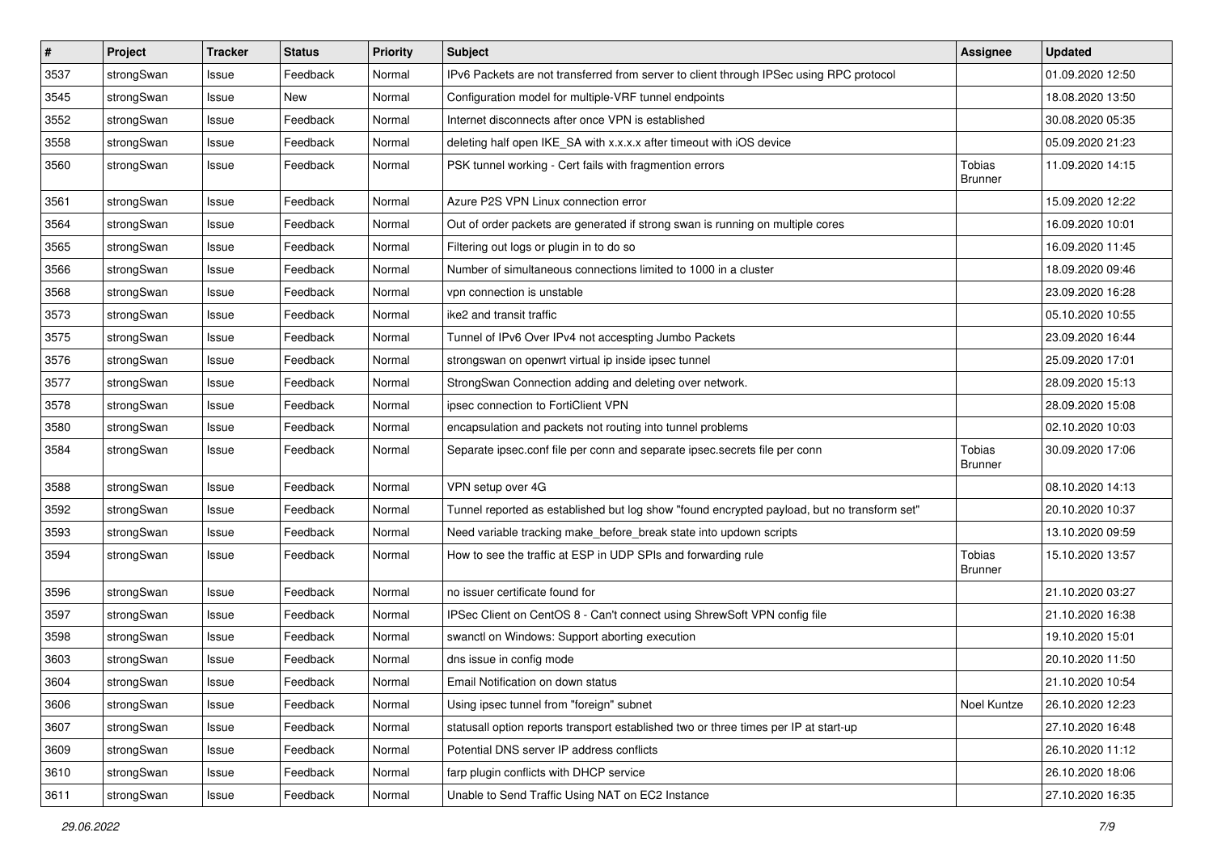| # | Project | Tracker | Status | Priority | Subject | Assignee | Updated |
|---|---|---|---|---|---|---|---|
| 3537 | strongSwan | Issue | Feedback | Normal | IPv6 Packets are not transferred from server to client through IPSec using RPC protocol | | 01.09.2020 12:50 |
| 3545 | strongSwan | Issue | New | Normal | Configuration model for multiple-VRF tunnel endpoints | | 18.08.2020 13:50 |
| 3552 | strongSwan | Issue | Feedback | Normal | Internet disconnects after once VPN is established | | 30.08.2020 05:35 |
| 3558 | strongSwan | Issue | Feedback | Normal | deleting half open IKE_SA with x.x.x.x after timeout with iOS device | | 05.09.2020 21:23 |
| 3560 | strongSwan | Issue | Feedback | Normal | PSK tunnel working - Cert fails with fragmention errors | Tobias Brunner | 11.09.2020 14:15 |
| 3561 | strongSwan | Issue | Feedback | Normal | Azure P2S VPN Linux connection error | | 15.09.2020 12:22 |
| 3564 | strongSwan | Issue | Feedback | Normal | Out of order packets are generated if strong swan is running on multiple cores | | 16.09.2020 10:01 |
| 3565 | strongSwan | Issue | Feedback | Normal | Filtering out logs or plugin in to do so | | 16.09.2020 11:45 |
| 3566 | strongSwan | Issue | Feedback | Normal | Number of simultaneous connections limited to 1000 in a cluster | | 18.09.2020 09:46 |
| 3568 | strongSwan | Issue | Feedback | Normal | vpn connection is unstable | | 23.09.2020 16:28 |
| 3573 | strongSwan | Issue | Feedback | Normal | ike2 and transit traffic | | 05.10.2020 10:55 |
| 3575 | strongSwan | Issue | Feedback | Normal | Tunnel of IPv6 Over IPv4 not accespting Jumbo Packets | | 23.09.2020 16:44 |
| 3576 | strongSwan | Issue | Feedback | Normal | strongswan on openwrt virtual ip inside ipsec tunnel | | 25.09.2020 17:01 |
| 3577 | strongSwan | Issue | Feedback | Normal | StrongSwan Connection adding and deleting over network. | | 28.09.2020 15:13 |
| 3578 | strongSwan | Issue | Feedback | Normal | ipsec connection to FortiClient VPN | | 28.09.2020 15:08 |
| 3580 | strongSwan | Issue | Feedback | Normal | encapsulation and packets not routing into tunnel problems | | 02.10.2020 10:03 |
| 3584 | strongSwan | Issue | Feedback | Normal | Separate ipsec.conf file per conn and separate ipsec.secrets file per conn | Tobias Brunner | 30.09.2020 17:06 |
| 3588 | strongSwan | Issue | Feedback | Normal | VPN setup over 4G | | 08.10.2020 14:13 |
| 3592 | strongSwan | Issue | Feedback | Normal | Tunnel reported as established but log show "found encrypted payload, but no transform set" | | 20.10.2020 10:37 |
| 3593 | strongSwan | Issue | Feedback | Normal | Need variable tracking make_before_break state into updown scripts | | 13.10.2020 09:59 |
| 3594 | strongSwan | Issue | Feedback | Normal | How to see the traffic at ESP in UDP SPIs and forwarding rule | Tobias Brunner | 15.10.2020 13:57 |
| 3596 | strongSwan | Issue | Feedback | Normal | no issuer certificate found for | | 21.10.2020 03:27 |
| 3597 | strongSwan | Issue | Feedback | Normal | IPSec Client on CentOS 8 - Can't connect using ShrewSoft VPN config file | | 21.10.2020 16:38 |
| 3598 | strongSwan | Issue | Feedback | Normal | swanctl on Windows: Support aborting execution | | 19.10.2020 15:01 |
| 3603 | strongSwan | Issue | Feedback | Normal | dns issue in config mode | | 20.10.2020 11:50 |
| 3604 | strongSwan | Issue | Feedback | Normal | Email Notification on down status | | 21.10.2020 10:54 |
| 3606 | strongSwan | Issue | Feedback | Normal | Using ipsec tunnel from "foreign" subnet | Noel Kuntze | 26.10.2020 12:23 |
| 3607 | strongSwan | Issue | Feedback | Normal | statusall option reports transport established two or three times per IP at start-up | | 27.10.2020 16:48 |
| 3609 | strongSwan | Issue | Feedback | Normal | Potential DNS server IP address conflicts | | 26.10.2020 11:12 |
| 3610 | strongSwan | Issue | Feedback | Normal | farp plugin conflicts with DHCP service | | 26.10.2020 18:06 |
| 3611 | strongSwan | Issue | Feedback | Normal | Unable to Send Traffic Using NAT on EC2 Instance | | 27.10.2020 16:35 |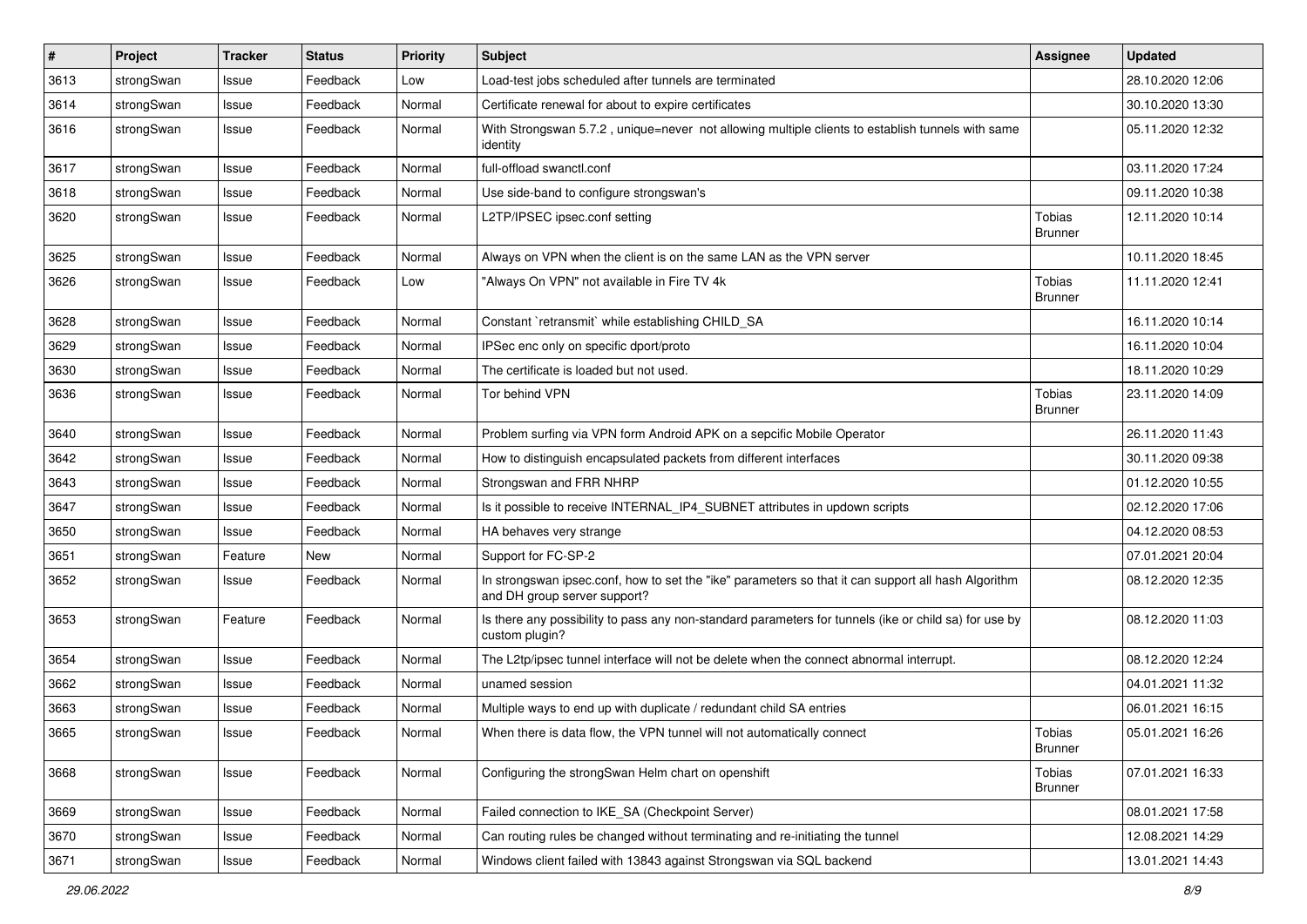| # | Project | Tracker | Status | Priority | Subject | Assignee | Updated |
|---|---|---|---|---|---|---|---|
| 3613 | strongSwan | Issue | Feedback | Low | Load-test jobs scheduled after tunnels are terminated | | 28.10.2020 12:06 |
| 3614 | strongSwan | Issue | Feedback | Normal | Certificate renewal for about to expire certificates | | 30.10.2020 13:30 |
| 3616 | strongSwan | Issue | Feedback | Normal | With Strongswan 5.7.2 , unique=never not allowing multiple clients to establish tunnels with same identity | | 05.11.2020 12:32 |
| 3617 | strongSwan | Issue | Feedback | Normal | full-offload swanctl.conf | | 03.11.2020 17:24 |
| 3618 | strongSwan | Issue | Feedback | Normal | Use side-band to configure strongswan's | | 09.11.2020 10:38 |
| 3620 | strongSwan | Issue | Feedback | Normal | L2TP/IPSEC ipsec.conf setting | Tobias Brunner | 12.11.2020 10:14 |
| 3625 | strongSwan | Issue | Feedback | Normal | Always on VPN when the client is on the same LAN as the VPN server | | 10.11.2020 18:45 |
| 3626 | strongSwan | Issue | Feedback | Low | "Always On VPN" not available in Fire TV 4k | Tobias Brunner | 11.11.2020 12:41 |
| 3628 | strongSwan | Issue | Feedback | Normal | Constant `retransmit` while establishing CHILD_SA | | 16.11.2020 10:14 |
| 3629 | strongSwan | Issue | Feedback | Normal | IPSec enc only on specific dport/proto | | 16.11.2020 10:04 |
| 3630 | strongSwan | Issue | Feedback | Normal | The certificate is loaded but not used. | | 18.11.2020 10:29 |
| 3636 | strongSwan | Issue | Feedback | Normal | Tor behind VPN | Tobias Brunner | 23.11.2020 14:09 |
| 3640 | strongSwan | Issue | Feedback | Normal | Problem surfing via VPN form Android APK on a sepcific Mobile Operator | | 26.11.2020 11:43 |
| 3642 | strongSwan | Issue | Feedback | Normal | How to distinguish encapsulated packets from different interfaces | | 30.11.2020 09:38 |
| 3643 | strongSwan | Issue | Feedback | Normal | Strongswan and FRR NHRP | | 01.12.2020 10:55 |
| 3647 | strongSwan | Issue | Feedback | Normal | Is it possible to receive INTERNAL_IP4_SUBNET attributes in updown scripts | | 02.12.2020 17:06 |
| 3650 | strongSwan | Issue | Feedback | Normal | HA behaves very strange | | 04.12.2020 08:53 |
| 3651 | strongSwan | Feature | New | Normal | Support for FC-SP-2 | | 07.01.2021 20:04 |
| 3652 | strongSwan | Issue | Feedback | Normal | In strongswan ipsec.conf, how to set the "ike" parameters so that it can support all hash Algorithm and DH group server support? | | 08.12.2020 12:35 |
| 3653 | strongSwan | Feature | Feedback | Normal | Is there any possibility to pass any non-standard parameters for tunnels (ike or child sa) for use by custom plugin? | | 08.12.2020 11:03 |
| 3654 | strongSwan | Issue | Feedback | Normal | The L2tp/ipsec tunnel interface will not be delete when the connect abnormal interrupt. | | 08.12.2020 12:24 |
| 3662 | strongSwan | Issue | Feedback | Normal | unamed session | | 04.01.2021 11:32 |
| 3663 | strongSwan | Issue | Feedback | Normal | Multiple ways to end up with duplicate / redundant child SA entries | | 06.01.2021 16:15 |
| 3665 | strongSwan | Issue | Feedback | Normal | When there is data flow, the VPN tunnel will not automatically connect | Tobias Brunner | 05.01.2021 16:26 |
| 3668 | strongSwan | Issue | Feedback | Normal | Configuring the strongSwan Helm chart on openshift | Tobias Brunner | 07.01.2021 16:33 |
| 3669 | strongSwan | Issue | Feedback | Normal | Failed connection to IKE_SA (Checkpoint Server) | | 08.01.2021 17:58 |
| 3670 | strongSwan | Issue | Feedback | Normal | Can routing rules be changed without terminating and re-initiating the tunnel | | 12.08.2021 14:29 |
| 3671 | strongSwan | Issue | Feedback | Normal | Windows client failed with 13843 against Strongswan via SQL backend | | 13.01.2021 14:43 |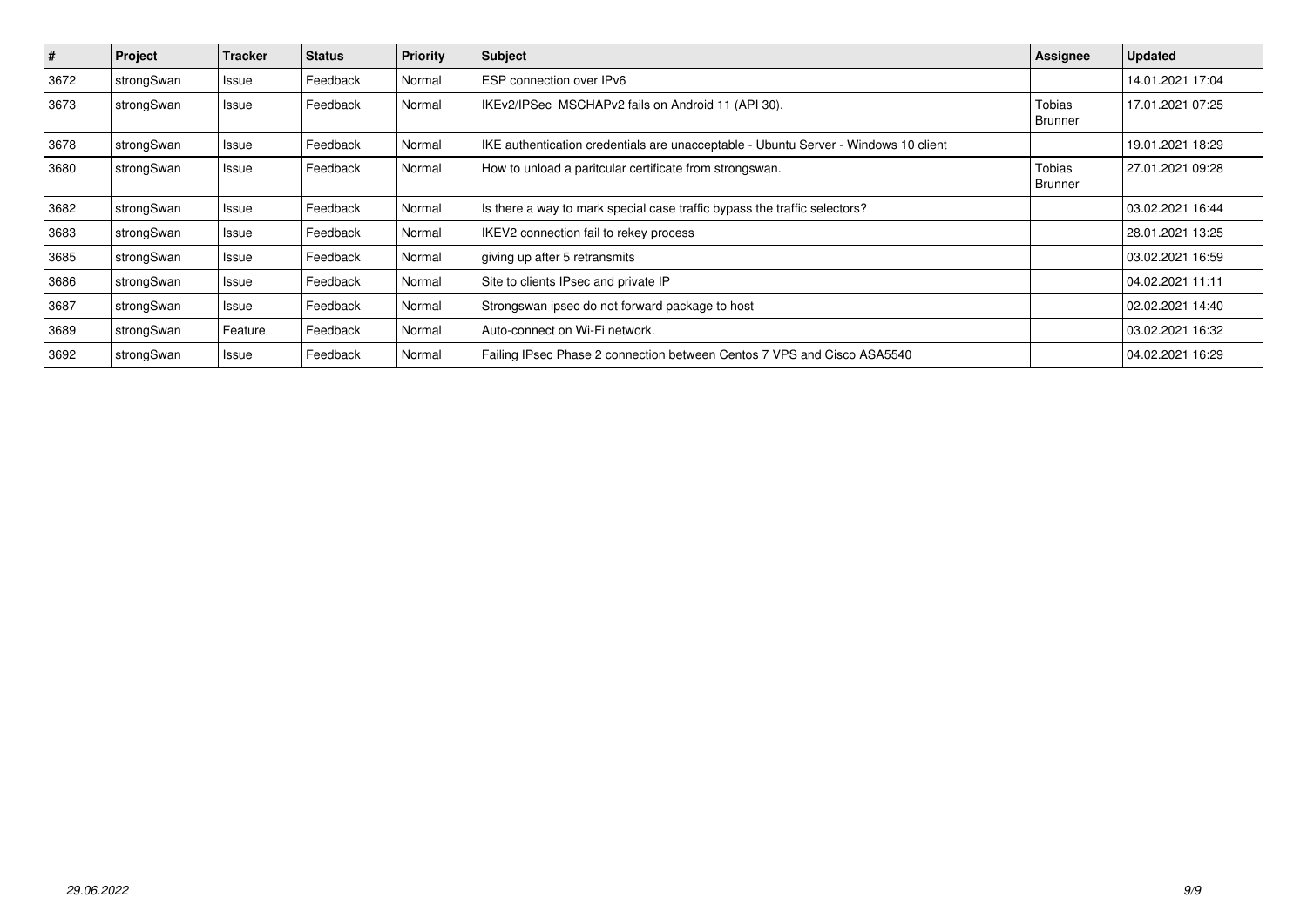| # | Project | Tracker | Status | Priority | Subject | Assignee | Updated |
|---|---|---|---|---|---|---|---|
| 3672 | strongSwan | Issue | Feedback | Normal | ESP connection over IPv6 | | 14.01.2021 17:04 |
| 3673 | strongSwan | Issue | Feedback | Normal | IKEv2/IPSec MSCHAPv2 fails on Android 11 (API 30). | Tobias Brunner | 17.01.2021 07:25 |
| 3678 | strongSwan | Issue | Feedback | Normal | IKE authentication credentials are unacceptable - Ubuntu Server - Windows 10 client | | 19.01.2021 18:29 |
| 3680 | strongSwan | Issue | Feedback | Normal | How to unload a paritcular certificate from strongswan. | Tobias Brunner | 27.01.2021 09:28 |
| 3682 | strongSwan | Issue | Feedback | Normal | Is there a way to mark special case traffic bypass the traffic selectors? | | 03.02.2021 16:44 |
| 3683 | strongSwan | Issue | Feedback | Normal | IKEV2 connection fail to rekey process | | 28.01.2021 13:25 |
| 3685 | strongSwan | Issue | Feedback | Normal | giving up after 5 retransmits | | 03.02.2021 16:59 |
| 3686 | strongSwan | Issue | Feedback | Normal | Site to clients IPsec and private IP | | 04.02.2021 11:11 |
| 3687 | strongSwan | Issue | Feedback | Normal | Strongswan ipsec do not forward package to host | | 02.02.2021 14:40 |
| 3689 | strongSwan | Feature | Feedback | Normal | Auto-connect on Wi-Fi network. | | 03.02.2021 16:32 |
| 3692 | strongSwan | Issue | Feedback | Normal | Failing IPsec Phase 2 connection between Centos 7 VPS and Cisco ASA5540 | | 04.02.2021 16:29 |

*29.06.2022*